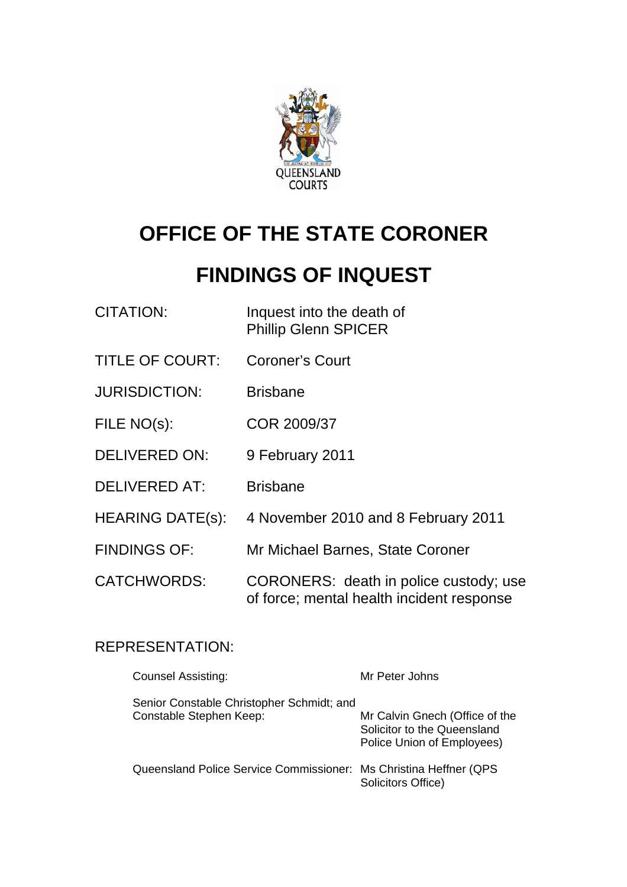QUEENSLAND COURTS

# OFFICE OF THE STATE CORONER

# FINDINGS OF INQUEST

| | |
|---|---|
| CITATION: | Inquest into the death of Phillip Glenn SPICER |
| TITLE OF COURT: | Coroner's Court |
| JURISDICTION: | Brisbane |
| FILE NO(s): | COR 2009/37 |
| DELIVERED ON: | 9 February 2011 |
| DELIVERED AT: | Brisbane |
| HEARING DATE(s): | 4 November 2010 and 8 February 2011 |
| FINDINGS OF: | Mr Michael Barnes, State Coroner |
| CATCHWORDS: | CORONERS: death in police custody; use of force; mental health incident response |

REPRESENTATION:

| | |
|---|---|
| Counsel Assisting: | Mr Peter Johns |
| Senior Constable Christopher Schmidt; and Constable Stephen Keep: | Mr Calvin Gnech (Office of the Solicitor to the Queensland Police Union of Employees) |
| Queensland Police Service Commissioner: | Ms Christina Heffner (QPS Solicitors Office) |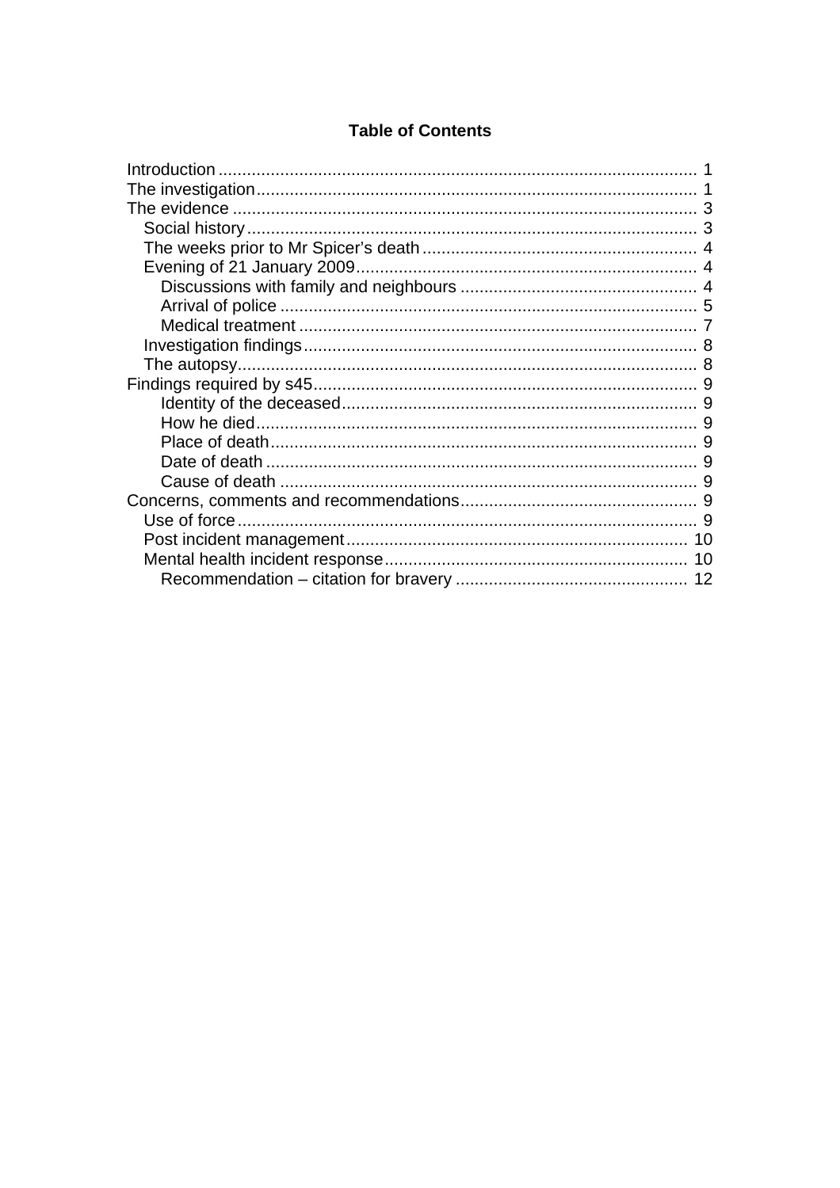## Table of Contents

- Introduction ..... 1
- The investigation ..... 1
- The evidence ..... 3
  - Social history ..... 3
  - The weeks prior to Mr Spicer's death ..... 4
  - Evening of 21 January 2009 ..... 4
    - Discussions with family and neighbours ..... 4
    - Arrival of police ..... 5
    - Medical treatment ..... 7
  - Investigation findings ..... 8
  - The autopsy ..... 8
- Findings required by s45 ..... 9
    - Identity of the deceased ..... 9
    - How he died ..... 9
    - Place of death ..... 9
    - Date of death ..... 9
    - Cause of death ..... 9
- Concerns, comments and recommendations ..... 9
  - Use of force ..... 9
  - Post incident management ..... 10
  - Mental health incident response ..... 10
    - Recommendation – citation for bravery ..... 12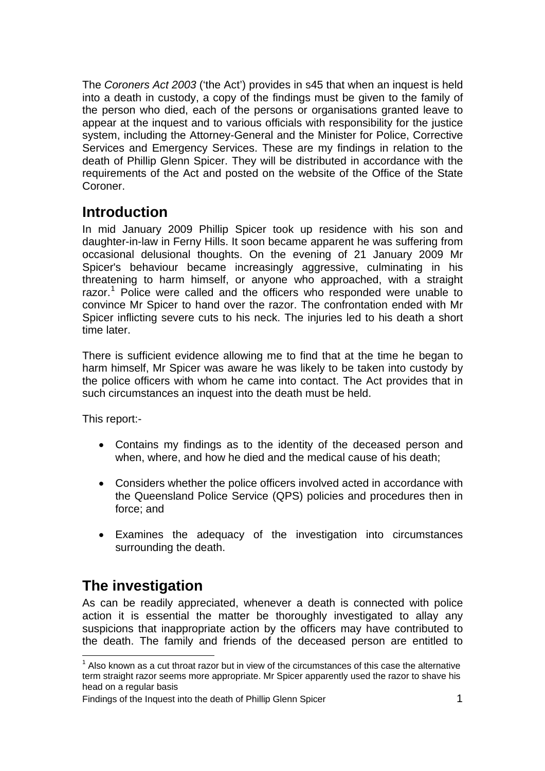The *Coroners Act 2003* ('the Act') provides in s45 that when an inquest is held into a death in custody, a copy of the findings must be given to the family of the person who died, each of the persons or organisations granted leave to appear at the inquest and to various officials with responsibility for the justice system, including the Attorney-General and the Minister for Police, Corrective Services and Emergency Services. These are my findings in relation to the death of Phillip Glenn Spicer. They will be distributed in accordance with the requirements of the Act and posted on the website of the Office of the State Coroner.

## Introduction

In mid January 2009 Phillip Spicer took up residence with his son and daughter-in-law in Ferny Hills. It soon became apparent he was suffering from occasional delusional thoughts. On the evening of 21 January 2009 Mr Spicer's behaviour became increasingly aggressive, culminating in his threatening to harm himself, or anyone who approached, with a straight razor.[1] Police were called and the officers who responded were unable to convince Mr Spicer to hand over the razor. The confrontation ended with Mr Spicer inflicting severe cuts to his neck. The injuries led to his death a short time later.

There is sufficient evidence allowing me to find that at the time he began to harm himself, Mr Spicer was aware he was likely to be taken into custody by the police officers with whom he came into contact. The Act provides that in such circumstances an inquest into the death must be held.

This report:-

- Contains my findings as to the identity of the deceased person and when, where, and how he died and the medical cause of his death;
- Considers whether the police officers involved acted in accordance with the Queensland Police Service (QPS) policies and procedures then in force; and
- Examines the adequacy of the investigation into circumstances surrounding the death.

## The investigation

As can be readily appreciated, whenever a death is connected with police action it is essential the matter be thoroughly investigated to allay any suspicions that inappropriate action by the officers may have contributed to the death. The family and friends of the deceased person are entitled to

[1] Also known as a cut throat razor but in view of the circumstances of this case the alternative term straight razor seems more appropriate. Mr Spicer apparently used the razor to shave his head on a regular basis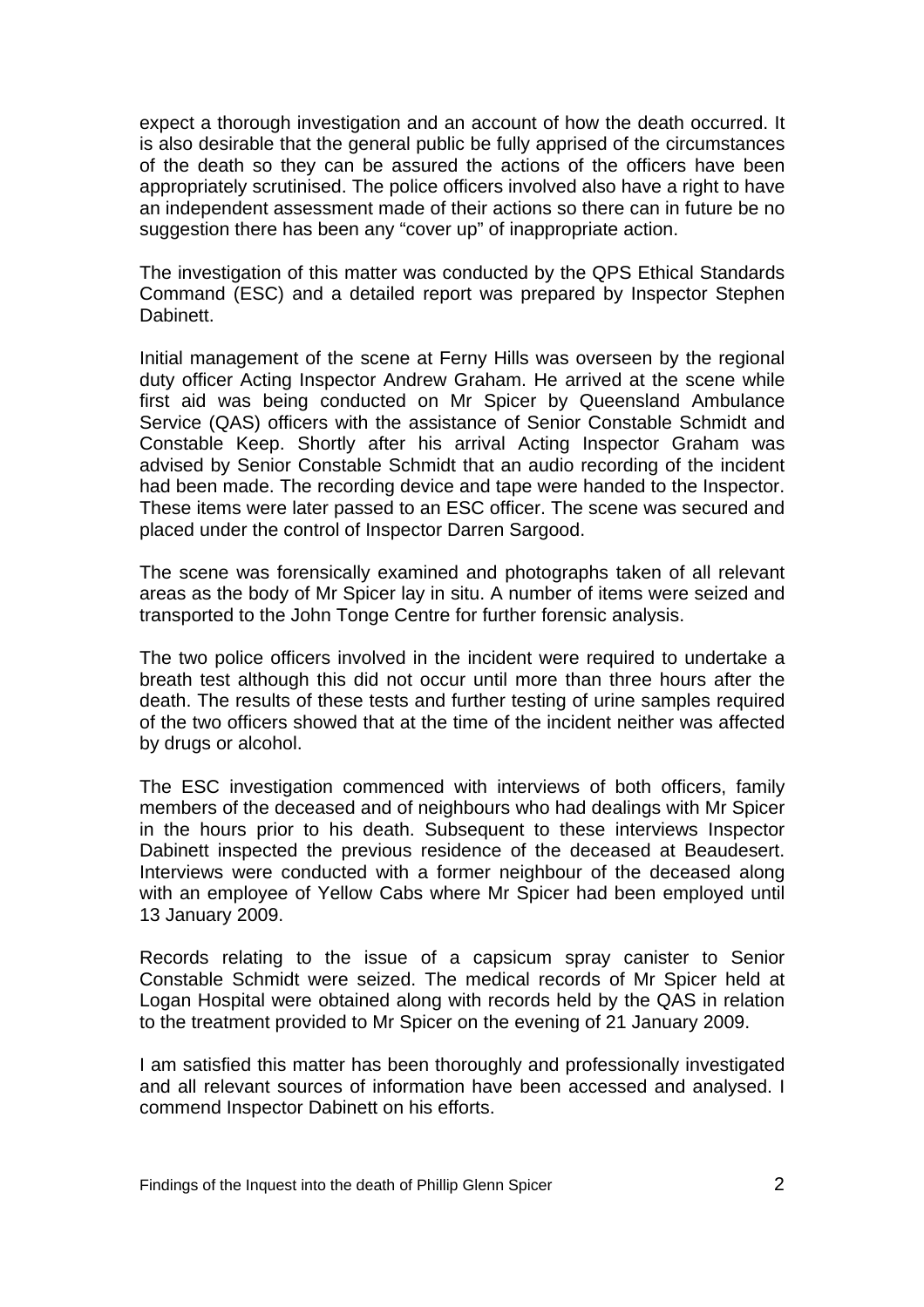expect a thorough investigation and an account of how the death occurred. It is also desirable that the general public be fully apprised of the circumstances of the death so they can be assured the actions of the officers have been appropriately scrutinised. The police officers involved also have a right to have an independent assessment made of their actions so there can in future be no suggestion there has been any "cover up" of inappropriate action.

The investigation of this matter was conducted by the QPS Ethical Standards Command (ESC) and a detailed report was prepared by Inspector Stephen Dabinett.

Initial management of the scene at Ferny Hills was overseen by the regional duty officer Acting Inspector Andrew Graham. He arrived at the scene while first aid was being conducted on Mr Spicer by Queensland Ambulance Service (QAS) officers with the assistance of Senior Constable Schmidt and Constable Keep. Shortly after his arrival Acting Inspector Graham was advised by Senior Constable Schmidt that an audio recording of the incident had been made. The recording device and tape were handed to the Inspector. These items were later passed to an ESC officer. The scene was secured and placed under the control of Inspector Darren Sargood.

The scene was forensically examined and photographs taken of all relevant areas as the body of Mr Spicer lay in situ. A number of items were seized and transported to the John Tonge Centre for further forensic analysis.

The two police officers involved in the incident were required to undertake a breath test although this did not occur until more than three hours after the death. The results of these tests and further testing of urine samples required of the two officers showed that at the time of the incident neither was affected by drugs or alcohol.

The ESC investigation commenced with interviews of both officers, family members of the deceased and of neighbours who had dealings with Mr Spicer in the hours prior to his death. Subsequent to these interviews Inspector Dabinett inspected the previous residence of the deceased at Beaudesert. Interviews were conducted with a former neighbour of the deceased along with an employee of Yellow Cabs where Mr Spicer had been employed until 13 January 2009.

Records relating to the issue of a capsicum spray canister to Senior Constable Schmidt were seized. The medical records of Mr Spicer held at Logan Hospital were obtained along with records held by the QAS in relation to the treatment provided to Mr Spicer on the evening of 21 January 2009.

I am satisfied this matter has been thoroughly and professionally investigated and all relevant sources of information have been accessed and analysed. I commend Inspector Dabinett on his efforts.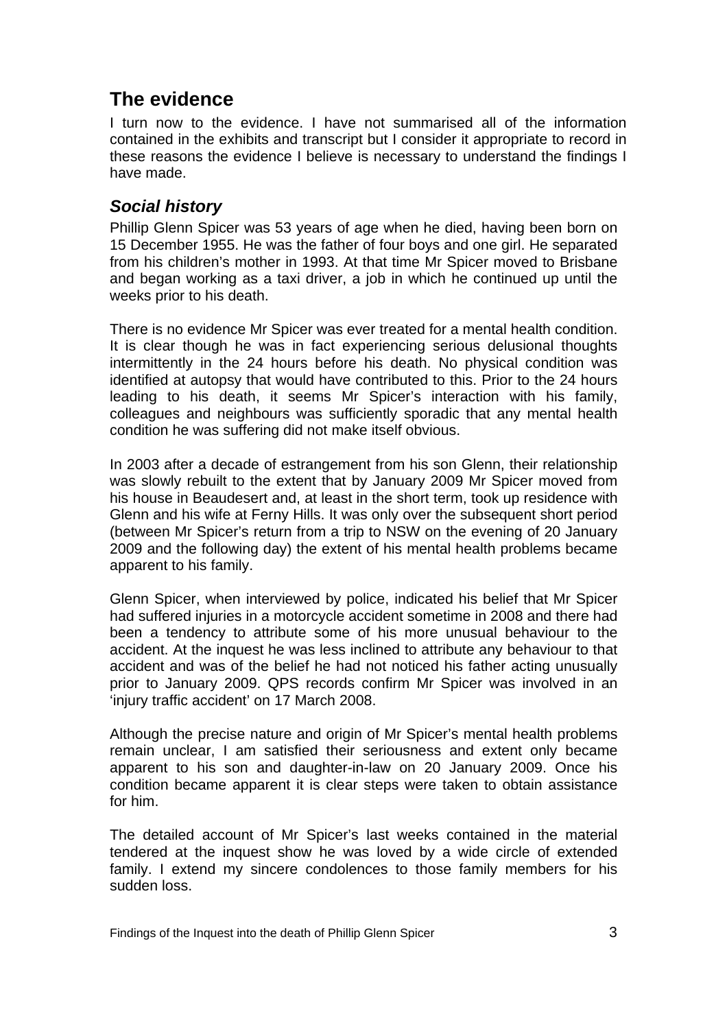## The evidence

I turn now to the evidence. I have not summarised all of the information contained in the exhibits and transcript but I consider it appropriate to record in these reasons the evidence I believe is necessary to understand the findings I have made.

### *Social history*

Phillip Glenn Spicer was 53 years of age when he died, having been born on 15 December 1955. He was the father of four boys and one girl. He separated from his children's mother in 1993. At that time Mr Spicer moved to Brisbane and began working as a taxi driver, a job in which he continued up until the weeks prior to his death.

There is no evidence Mr Spicer was ever treated for a mental health condition. It is clear though he was in fact experiencing serious delusional thoughts intermittently in the 24 hours before his death. No physical condition was identified at autopsy that would have contributed to this. Prior to the 24 hours leading to his death, it seems Mr Spicer's interaction with his family, colleagues and neighbours was sufficiently sporadic that any mental health condition he was suffering did not make itself obvious.

In 2003 after a decade of estrangement from his son Glenn, their relationship was slowly rebuilt to the extent that by January 2009 Mr Spicer moved from his house in Beaudesert and, at least in the short term, took up residence with Glenn and his wife at Ferny Hills. It was only over the subsequent short period (between Mr Spicer's return from a trip to NSW on the evening of 20 January 2009 and the following day) the extent of his mental health problems became apparent to his family.

Glenn Spicer, when interviewed by police, indicated his belief that Mr Spicer had suffered injuries in a motorcycle accident sometime in 2008 and there had been a tendency to attribute some of his more unusual behaviour to the accident. At the inquest he was less inclined to attribute any behaviour to that accident and was of the belief he had not noticed his father acting unusually prior to January 2009. QPS records confirm Mr Spicer was involved in an 'injury traffic accident' on 17 March 2008.

Although the precise nature and origin of Mr Spicer's mental health problems remain unclear, I am satisfied their seriousness and extent only became apparent to his son and daughter-in-law on 20 January 2009. Once his condition became apparent it is clear steps were taken to obtain assistance for him.

The detailed account of Mr Spicer's last weeks contained in the material tendered at the inquest show he was loved by a wide circle of extended family. I extend my sincere condolences to those family members for his sudden loss.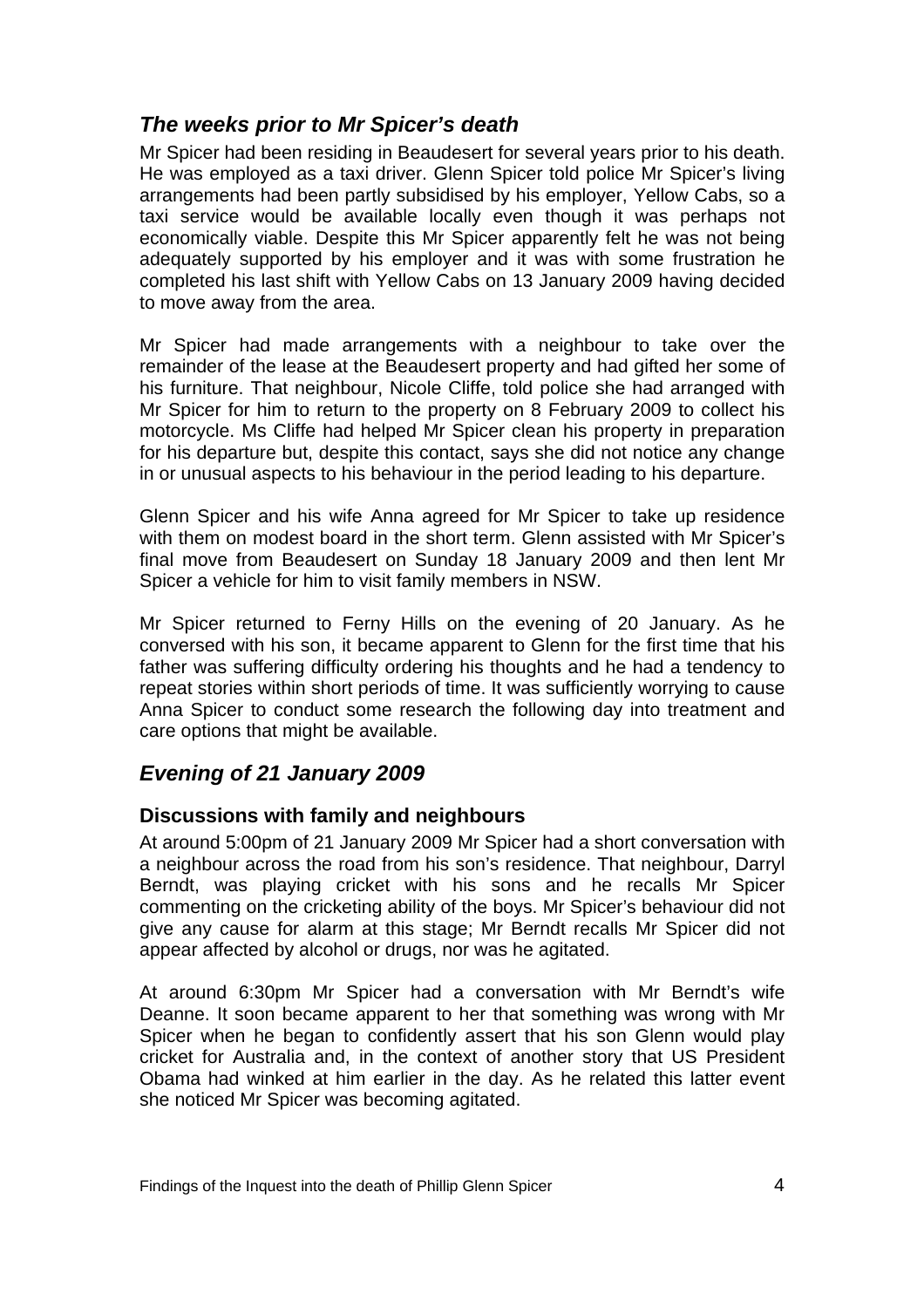## *The weeks prior to Mr Spicer's death*

Mr Spicer had been residing in Beaudesert for several years prior to his death. He was employed as a taxi driver. Glenn Spicer told police Mr Spicer's living arrangements had been partly subsidised by his employer, Yellow Cabs, so a taxi service would be available locally even though it was perhaps not economically viable. Despite this Mr Spicer apparently felt he was not being adequately supported by his employer and it was with some frustration he completed his last shift with Yellow Cabs on 13 January 2009 having decided to move away from the area.

Mr Spicer had made arrangements with a neighbour to take over the remainder of the lease at the Beaudesert property and had gifted her some of his furniture. That neighbour, Nicole Cliffe, told police she had arranged with Mr Spicer for him to return to the property on 8 February 2009 to collect his motorcycle. Ms Cliffe had helped Mr Spicer clean his property in preparation for his departure but, despite this contact, says she did not notice any change in or unusual aspects to his behaviour in the period leading to his departure.

Glenn Spicer and his wife Anna agreed for Mr Spicer to take up residence with them on modest board in the short term. Glenn assisted with Mr Spicer's final move from Beaudesert on Sunday 18 January 2009 and then lent Mr Spicer a vehicle for him to visit family members in NSW.

Mr Spicer returned to Ferny Hills on the evening of 20 January. As he conversed with his son, it became apparent to Glenn for the first time that his father was suffering difficulty ordering his thoughts and he had a tendency to repeat stories within short periods of time. It was sufficiently worrying to cause Anna Spicer to conduct some research the following day into treatment and care options that might be available.

## *Evening of 21 January 2009*

### Discussions with family and neighbours

At around 5:00pm of 21 January 2009 Mr Spicer had a short conversation with a neighbour across the road from his son's residence. That neighbour, Darryl Berndt, was playing cricket with his sons and he recalls Mr Spicer commenting on the cricketing ability of the boys. Mr Spicer's behaviour did not give any cause for alarm at this stage; Mr Berndt recalls Mr Spicer did not appear affected by alcohol or drugs, nor was he agitated.

At around 6:30pm Mr Spicer had a conversation with Mr Berndt's wife Deanne. It soon became apparent to her that something was wrong with Mr Spicer when he began to confidently assert that his son Glenn would play cricket for Australia and, in the context of another story that US President Obama had winked at him earlier in the day. As he related this latter event she noticed Mr Spicer was becoming agitated.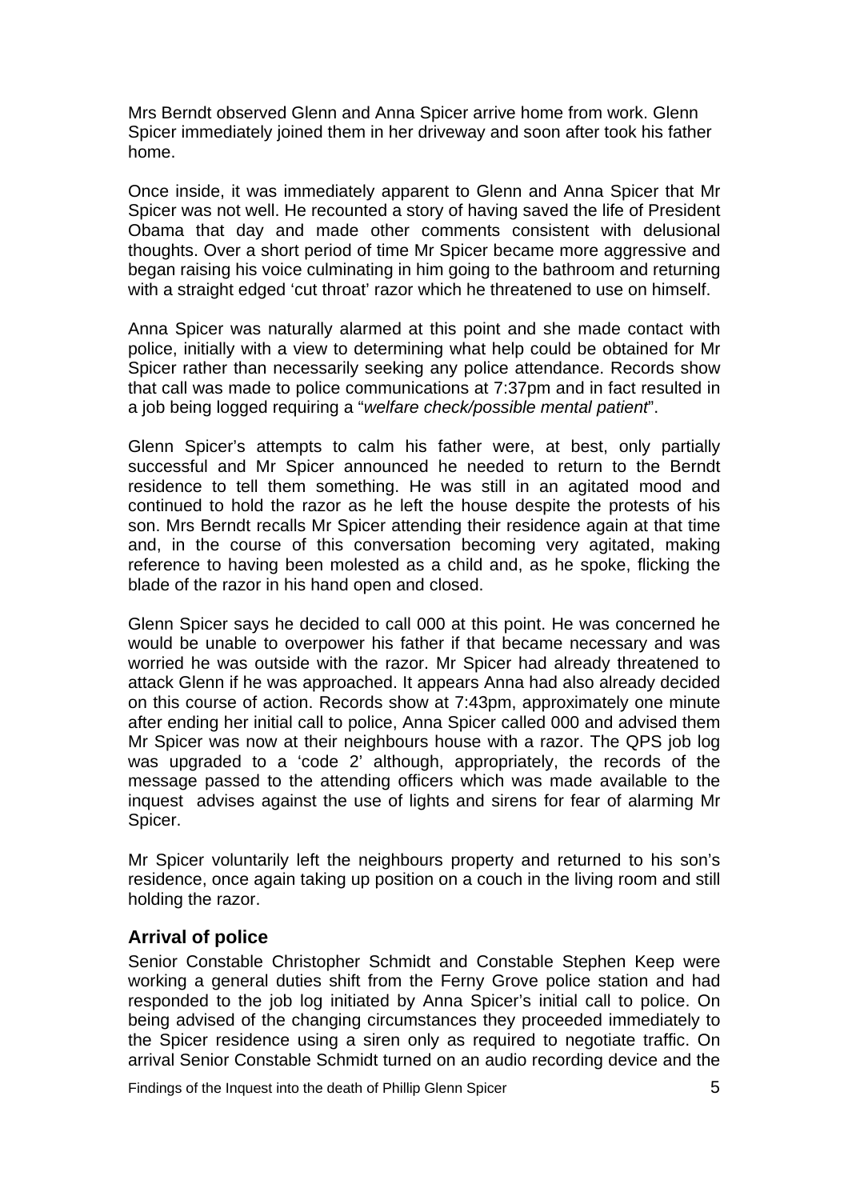Mrs Berndt observed Glenn and Anna Spicer arrive home from work. Glenn Spicer immediately joined them in her driveway and soon after took his father home.

Once inside, it was immediately apparent to Glenn and Anna Spicer that Mr Spicer was not well. He recounted a story of having saved the life of President Obama that day and made other comments consistent with delusional thoughts. Over a short period of time Mr Spicer became more aggressive and began raising his voice culminating in him going to the bathroom and returning with a straight edged 'cut throat' razor which he threatened to use on himself.

Anna Spicer was naturally alarmed at this point and she made contact with police, initially with a view to determining what help could be obtained for Mr Spicer rather than necessarily seeking any police attendance. Records show that call was made to police communications at 7:37pm and in fact resulted in a job being logged requiring a "*welfare check/possible mental patient*".

Glenn Spicer's attempts to calm his father were, at best, only partially successful and Mr Spicer announced he needed to return to the Berndt residence to tell them something. He was still in an agitated mood and continued to hold the razor as he left the house despite the protests of his son. Mrs Berndt recalls Mr Spicer attending their residence again at that time and, in the course of this conversation becoming very agitated, making reference to having been molested as a child and, as he spoke, flicking the blade of the razor in his hand open and closed.

Glenn Spicer says he decided to call 000 at this point. He was concerned he would be unable to overpower his father if that became necessary and was worried he was outside with the razor. Mr Spicer had already threatened to attack Glenn if he was approached. It appears Anna had also already decided on this course of action. Records show at 7:43pm, approximately one minute after ending her initial call to police, Anna Spicer called 000 and advised them Mr Spicer was now at their neighbours house with a razor. The QPS job log was upgraded to a 'code 2' although, appropriately, the records of the message passed to the attending officers which was made available to the inquest advises against the use of lights and sirens for fear of alarming Mr Spicer.

Mr Spicer voluntarily left the neighbours property and returned to his son's residence, once again taking up position on a couch in the living room and still holding the razor.

## Arrival of police

Senior Constable Christopher Schmidt and Constable Stephen Keep were working a general duties shift from the Ferny Grove police station and had responded to the job log initiated by Anna Spicer's initial call to police. On being advised of the changing circumstances they proceeded immediately to the Spicer residence using a siren only as required to negotiate traffic. On arrival Senior Constable Schmidt turned on an audio recording device and the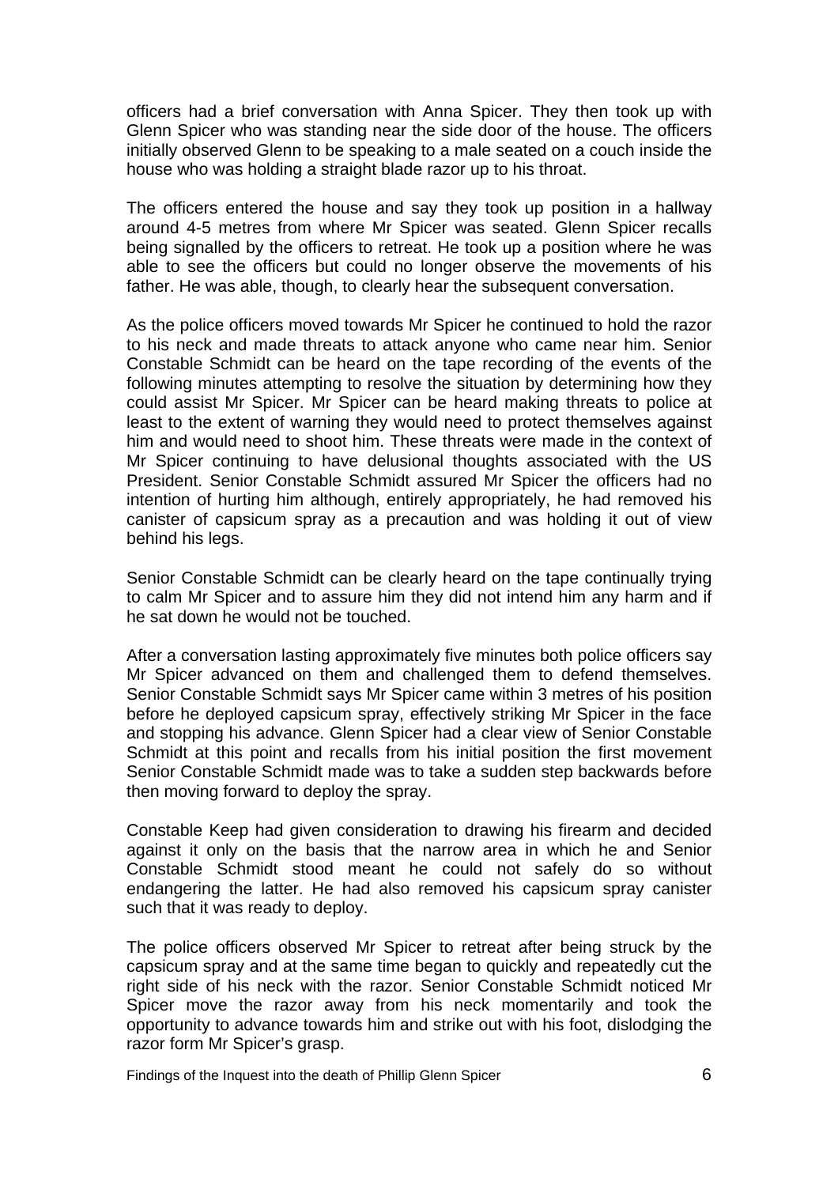officers had a brief conversation with Anna Spicer. They then took up with Glenn Spicer who was standing near the side door of the house. The officers initially observed Glenn to be speaking to a male seated on a couch inside the house who was holding a straight blade razor up to his throat.

The officers entered the house and say they took up position in a hallway around 4-5 metres from where Mr Spicer was seated. Glenn Spicer recalls being signalled by the officers to retreat. He took up a position where he was able to see the officers but could no longer observe the movements of his father. He was able, though, to clearly hear the subsequent conversation.

As the police officers moved towards Mr Spicer he continued to hold the razor to his neck and made threats to attack anyone who came near him. Senior Constable Schmidt can be heard on the tape recording of the events of the following minutes attempting to resolve the situation by determining how they could assist Mr Spicer. Mr Spicer can be heard making threats to police at least to the extent of warning they would need to protect themselves against him and would need to shoot him. These threats were made in the context of Mr Spicer continuing to have delusional thoughts associated with the US President. Senior Constable Schmidt assured Mr Spicer the officers had no intention of hurting him although, entirely appropriately, he had removed his canister of capsicum spray as a precaution and was holding it out of view behind his legs.

Senior Constable Schmidt can be clearly heard on the tape continually trying to calm Mr Spicer and to assure him they did not intend him any harm and if he sat down he would not be touched.

After a conversation lasting approximately five minutes both police officers say Mr Spicer advanced on them and challenged them to defend themselves. Senior Constable Schmidt says Mr Spicer came within 3 metres of his position before he deployed capsicum spray, effectively striking Mr Spicer in the face and stopping his advance. Glenn Spicer had a clear view of Senior Constable Schmidt at this point and recalls from his initial position the first movement Senior Constable Schmidt made was to take a sudden step backwards before then moving forward to deploy the spray.

Constable Keep had given consideration to drawing his firearm and decided against it only on the basis that the narrow area in which he and Senior Constable Schmidt stood meant he could not safely do so without endangering the latter. He had also removed his capsicum spray canister such that it was ready to deploy.

The police officers observed Mr Spicer to retreat after being struck by the capsicum spray and at the same time began to quickly and repeatedly cut the right side of his neck with the razor. Senior Constable Schmidt noticed Mr Spicer move the razor away from his neck momentarily and took the opportunity to advance towards him and strike out with his foot, dislodging the razor form Mr Spicer's grasp.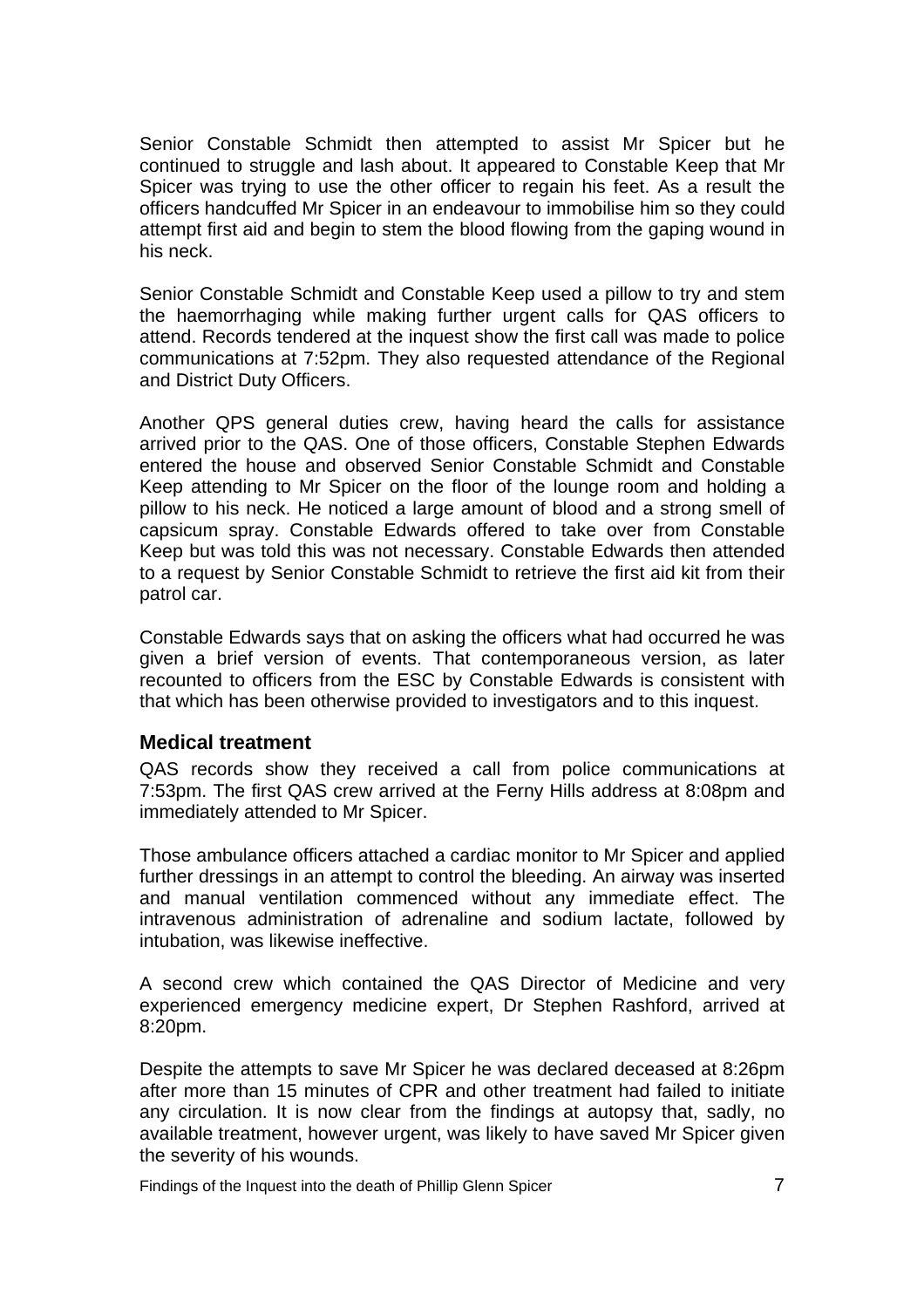Senior Constable Schmidt then attempted to assist Mr Spicer but he continued to struggle and lash about. It appeared to Constable Keep that Mr Spicer was trying to use the other officer to regain his feet. As a result the officers handcuffed Mr Spicer in an endeavour to immobilise him so they could attempt first aid and begin to stem the blood flowing from the gaping wound in his neck.

Senior Constable Schmidt and Constable Keep used a pillow to try and stem the haemorrhaging while making further urgent calls for QAS officers to attend. Records tendered at the inquest show the first call was made to police communications at 7:52pm. They also requested attendance of the Regional and District Duty Officers.

Another QPS general duties crew, having heard the calls for assistance arrived prior to the QAS. One of those officers, Constable Stephen Edwards entered the house and observed Senior Constable Schmidt and Constable Keep attending to Mr Spicer on the floor of the lounge room and holding a pillow to his neck. He noticed a large amount of blood and a strong smell of capsicum spray. Constable Edwards offered to take over from Constable Keep but was told this was not necessary. Constable Edwards then attended to a request by Senior Constable Schmidt to retrieve the first aid kit from their patrol car.

Constable Edwards says that on asking the officers what had occurred he was given a brief version of events. That contemporaneous version, as later recounted to officers from the ESC by Constable Edwards is consistent with that which has been otherwise provided to investigators and to this inquest.

## Medical treatment

QAS records show they received a call from police communications at 7:53pm. The first QAS crew arrived at the Ferny Hills address at 8:08pm and immediately attended to Mr Spicer.

Those ambulance officers attached a cardiac monitor to Mr Spicer and applied further dressings in an attempt to control the bleeding. An airway was inserted and manual ventilation commenced without any immediate effect. The intravenous administration of adrenaline and sodium lactate, followed by intubation, was likewise ineffective.

A second crew which contained the QAS Director of Medicine and very experienced emergency medicine expert, Dr Stephen Rashford, arrived at 8:20pm.

Despite the attempts to save Mr Spicer he was declared deceased at 8:26pm after more than 15 minutes of CPR and other treatment had failed to initiate any circulation. It is now clear from the findings at autopsy that, sadly, no available treatment, however urgent, was likely to have saved Mr Spicer given the severity of his wounds.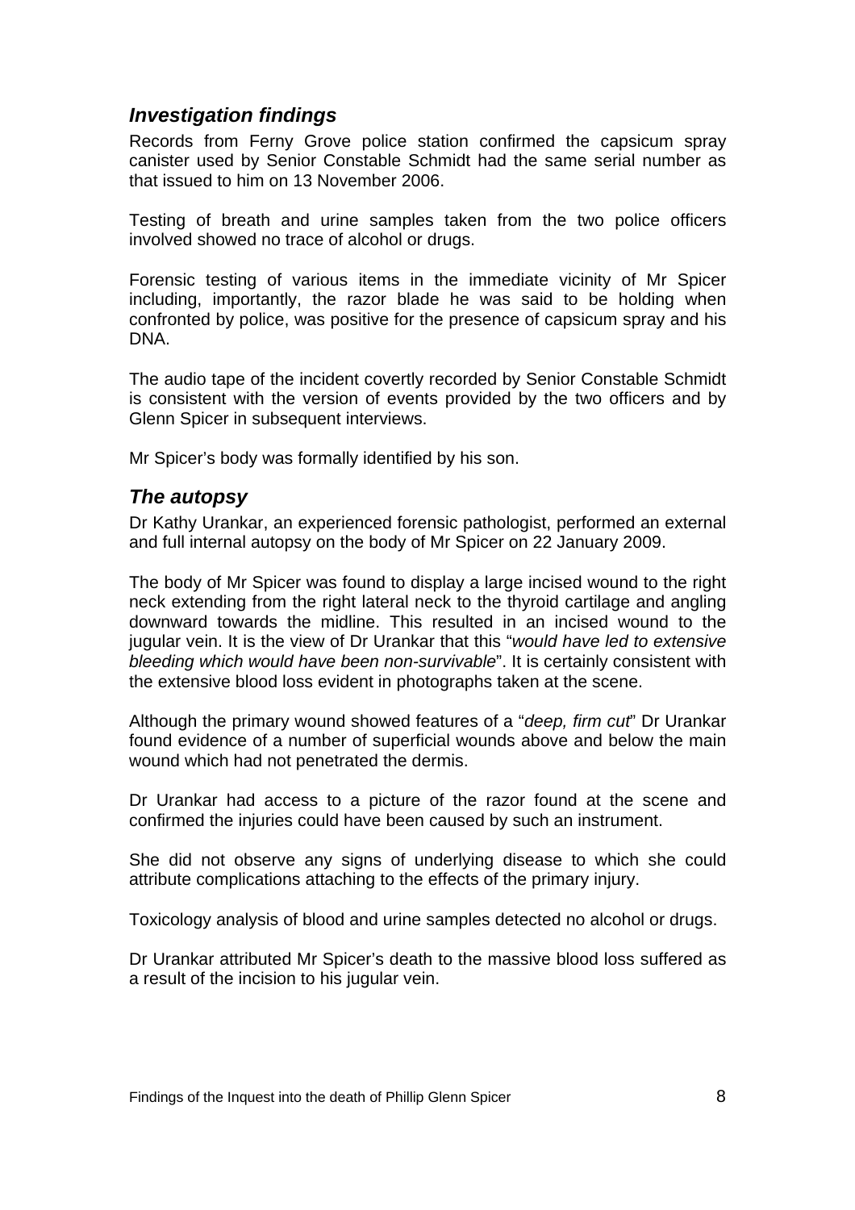### *Investigation findings*

Records from Ferny Grove police station confirmed the capsicum spray canister used by Senior Constable Schmidt had the same serial number as that issued to him on 13 November 2006.

Testing of breath and urine samples taken from the two police officers involved showed no trace of alcohol or drugs.

Forensic testing of various items in the immediate vicinity of Mr Spicer including, importantly, the razor blade he was said to be holding when confronted by police, was positive for the presence of capsicum spray and his DNA.

The audio tape of the incident covertly recorded by Senior Constable Schmidt is consistent with the version of events provided by the two officers and by Glenn Spicer in subsequent interviews.

Mr Spicer's body was formally identified by his son.

### *The autopsy*

Dr Kathy Urankar, an experienced forensic pathologist, performed an external and full internal autopsy on the body of Mr Spicer on 22 January 2009.

The body of Mr Spicer was found to display a large incised wound to the right neck extending from the right lateral neck to the thyroid cartilage and angling downward towards the midline. This resulted in an incised wound to the jugular vein. It is the view of Dr Urankar that this "*would have led to extensive bleeding which would have been non-survivable*". It is certainly consistent with the extensive blood loss evident in photographs taken at the scene.

Although the primary wound showed features of a "*deep, firm cut*" Dr Urankar found evidence of a number of superficial wounds above and below the main wound which had not penetrated the dermis.

Dr Urankar had access to a picture of the razor found at the scene and confirmed the injuries could have been caused by such an instrument.

She did not observe any signs of underlying disease to which she could attribute complications attaching to the effects of the primary injury.

Toxicology analysis of blood and urine samples detected no alcohol or drugs.

Dr Urankar attributed Mr Spicer's death to the massive blood loss suffered as a result of the incision to his jugular vein.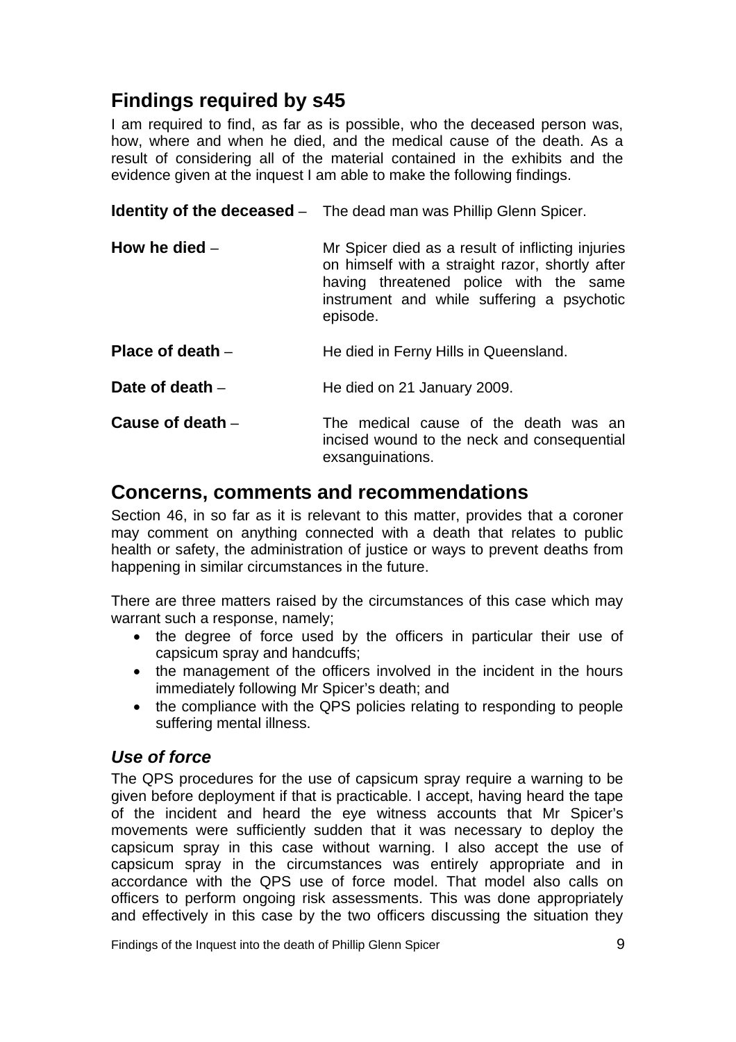## Findings required by s45

I am required to find, as far as is possible, who the deceased person was, how, where and when he died, and the medical cause of the death. As a result of considering all of the material contained in the exhibits and the evidence given at the inquest I am able to make the following findings.

**Identity of the deceased** – The dead man was Phillip Glenn Spicer.

**How he died** – Mr Spicer died as a result of inflicting injuries on himself with a straight razor, shortly after having threatened police with the same instrument and while suffering a psychotic episode.

**Place of death** – He died in Ferny Hills in Queensland.

**Date of death** – He died on 21 January 2009.

**Cause of death** – The medical cause of the death was an incised wound to the neck and consequential exsanguinations.

## Concerns, comments and recommendations

Section 46, in so far as it is relevant to this matter, provides that a coroner may comment on anything connected with a death that relates to public health or safety, the administration of justice or ways to prevent deaths from happening in similar circumstances in the future.

There are three matters raised by the circumstances of this case which may warrant such a response, namely;

- the degree of force used by the officers in particular their use of capsicum spray and handcuffs;
- the management of the officers involved in the incident in the hours immediately following Mr Spicer's death; and
- the compliance with the QPS policies relating to responding to people suffering mental illness.

### *Use of force*

The QPS procedures for the use of capsicum spray require a warning to be given before deployment if that is practicable. I accept, having heard the tape of the incident and heard the eye witness accounts that Mr Spicer's movements were sufficiently sudden that it was necessary to deploy the capsicum spray in this case without warning. I also accept the use of capsicum spray in the circumstances was entirely appropriate and in accordance with the QPS use of force model. That model also calls on officers to perform ongoing risk assessments. This was done appropriately and effectively in this case by the two officers discussing the situation they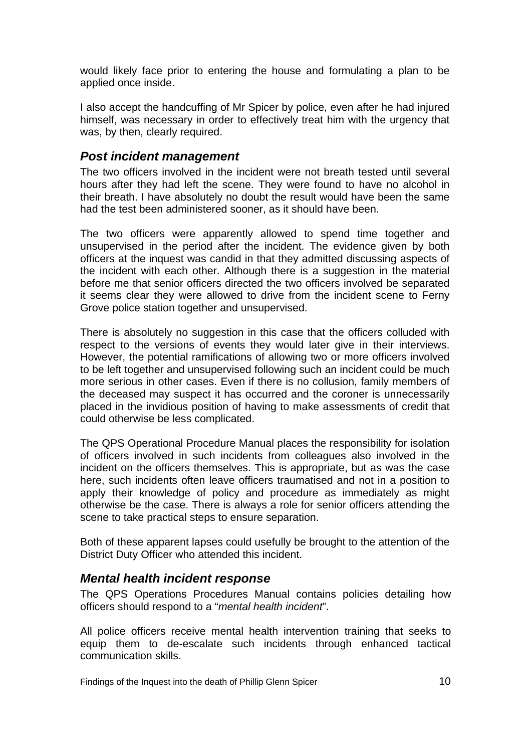would likely face prior to entering the house and formulating a plan to be applied once inside.

I also accept the handcuffing of Mr Spicer by police, even after he had injured himself, was necessary in order to effectively treat him with the urgency that was, by then, clearly required.

## *Post incident management*

The two officers involved in the incident were not breath tested until several hours after they had left the scene. They were found to have no alcohol in their breath. I have absolutely no doubt the result would have been the same had the test been administered sooner, as it should have been.

The two officers were apparently allowed to spend time together and unsupervised in the period after the incident. The evidence given by both officers at the inquest was candid in that they admitted discussing aspects of the incident with each other. Although there is a suggestion in the material before me that senior officers directed the two officers involved be separated it seems clear they were allowed to drive from the incident scene to Ferny Grove police station together and unsupervised.

There is absolutely no suggestion in this case that the officers colluded with respect to the versions of events they would later give in their interviews. However, the potential ramifications of allowing two or more officers involved to be left together and unsupervised following such an incident could be much more serious in other cases. Even if there is no collusion, family members of the deceased may suspect it has occurred and the coroner is unnecessarily placed in the invidious position of having to make assessments of credit that could otherwise be less complicated.

The QPS Operational Procedure Manual places the responsibility for isolation of officers involved in such incidents from colleagues also involved in the incident on the officers themselves. This is appropriate, but as was the case here, such incidents often leave officers traumatised and not in a position to apply their knowledge of policy and procedure as immediately as might otherwise be the case. There is always a role for senior officers attending the scene to take practical steps to ensure separation.

Both of these apparent lapses could usefully be brought to the attention of the District Duty Officer who attended this incident.

## *Mental health incident response*

The QPS Operations Procedures Manual contains policies detailing how officers should respond to a "*mental health incident*".

All police officers receive mental health intervention training that seeks to equip them to de-escalate such incidents through enhanced tactical communication skills.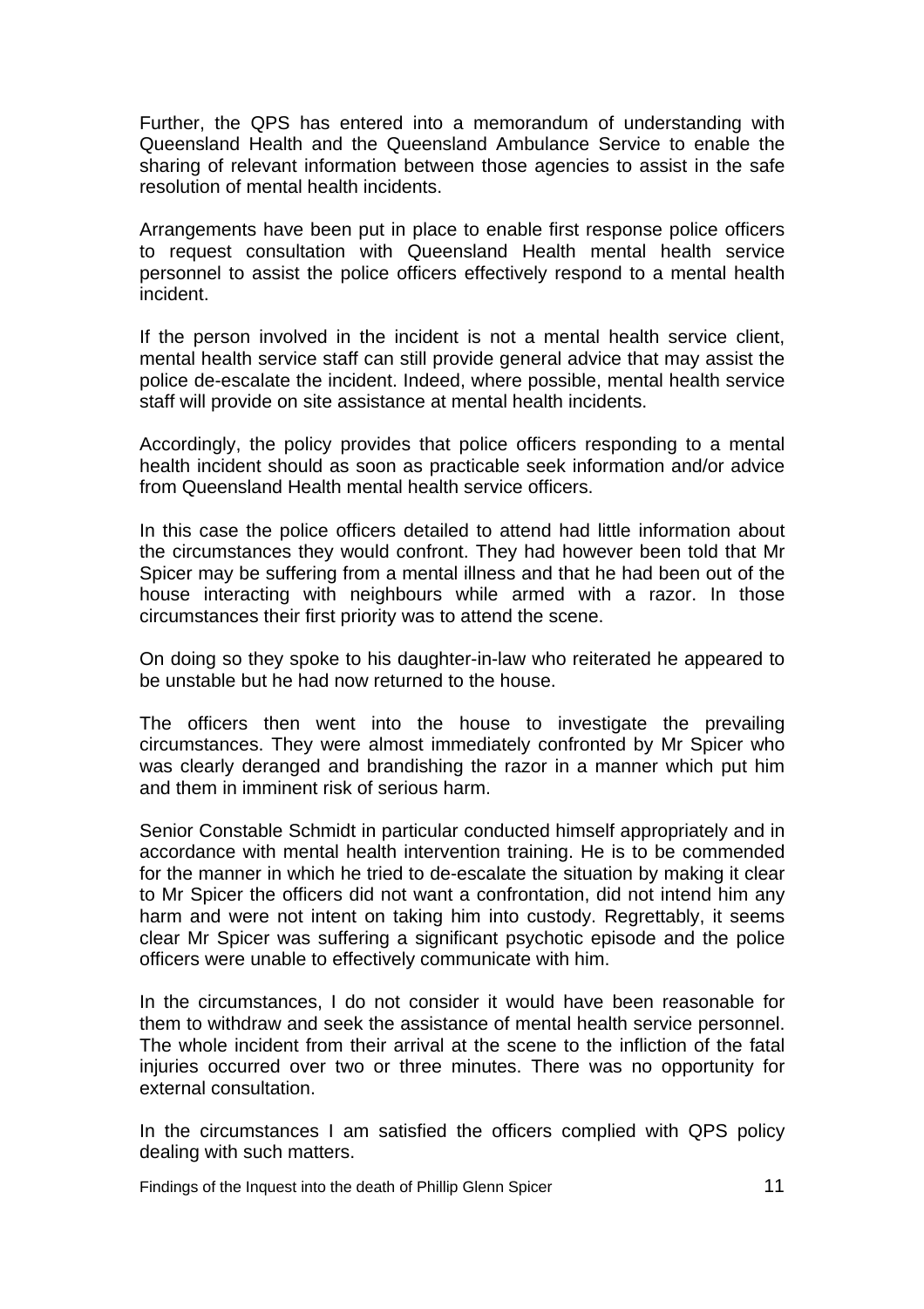Further, the QPS has entered into a memorandum of understanding with Queensland Health and the Queensland Ambulance Service to enable the sharing of relevant information between those agencies to assist in the safe resolution of mental health incidents.

Arrangements have been put in place to enable first response police officers to request consultation with Queensland Health mental health service personnel to assist the police officers effectively respond to a mental health incident.

If the person involved in the incident is not a mental health service client, mental health service staff can still provide general advice that may assist the police de-escalate the incident. Indeed, where possible, mental health service staff will provide on site assistance at mental health incidents.

Accordingly, the policy provides that police officers responding to a mental health incident should as soon as practicable seek information and/or advice from Queensland Health mental health service officers.

In this case the police officers detailed to attend had little information about the circumstances they would confront. They had however been told that Mr Spicer may be suffering from a mental illness and that he had been out of the house interacting with neighbours while armed with a razor. In those circumstances their first priority was to attend the scene.

On doing so they spoke to his daughter-in-law who reiterated he appeared to be unstable but he had now returned to the house.

The officers then went into the house to investigate the prevailing circumstances. They were almost immediately confronted by Mr Spicer who was clearly deranged and brandishing the razor in a manner which put him and them in imminent risk of serious harm.

Senior Constable Schmidt in particular conducted himself appropriately and in accordance with mental health intervention training. He is to be commended for the manner in which he tried to de-escalate the situation by making it clear to Mr Spicer the officers did not want a confrontation, did not intend him any harm and were not intent on taking him into custody. Regrettably, it seems clear Mr Spicer was suffering a significant psychotic episode and the police officers were unable to effectively communicate with him.

In the circumstances, I do not consider it would have been reasonable for them to withdraw and seek the assistance of mental health service personnel. The whole incident from their arrival at the scene to the infliction of the fatal injuries occurred over two or three minutes. There was no opportunity for external consultation.

In the circumstances I am satisfied the officers complied with QPS policy dealing with such matters.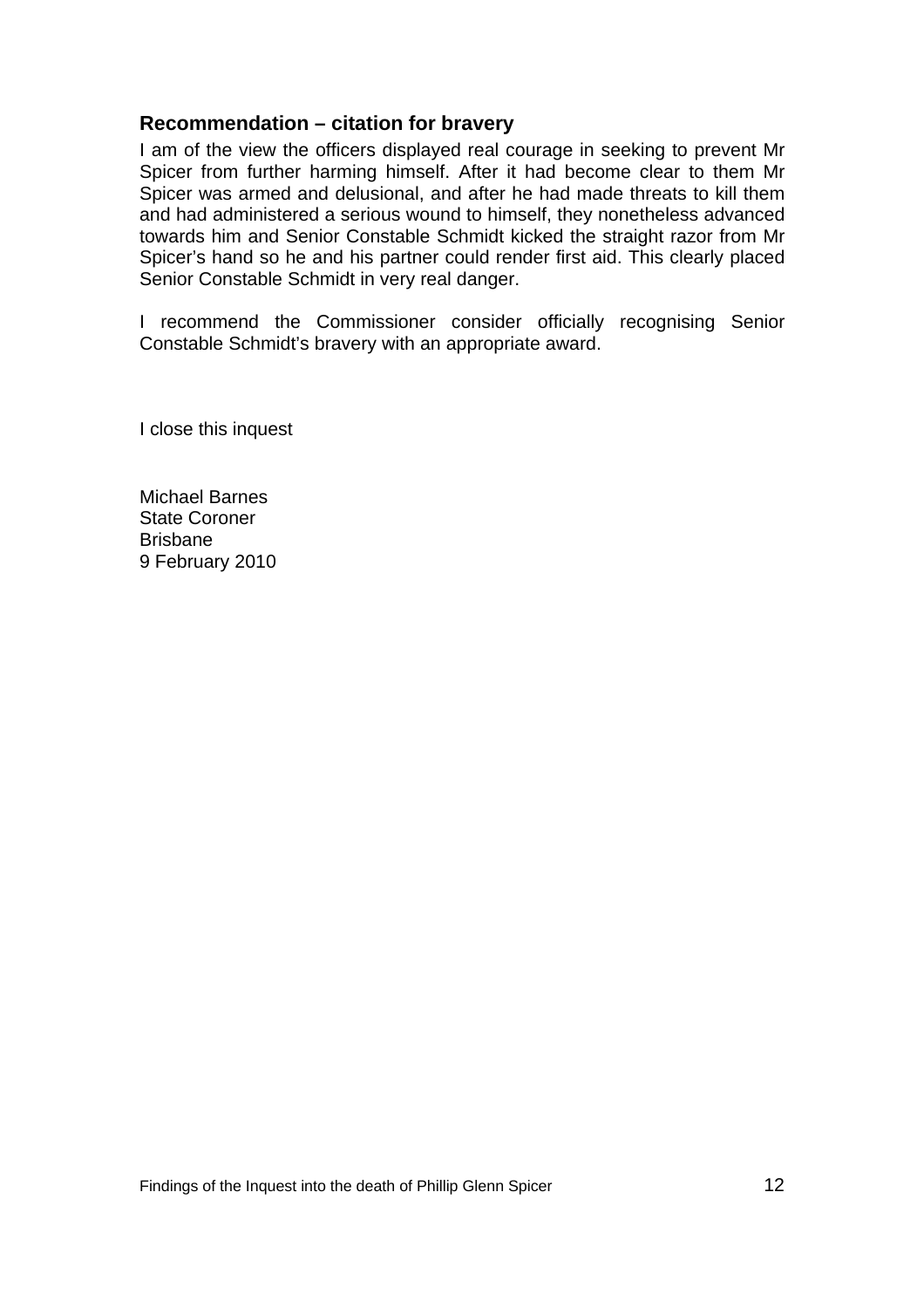### Recommendation – citation for bravery

I am of the view the officers displayed real courage in seeking to prevent Mr Spicer from further harming himself. After it had become clear to them Mr Spicer was armed and delusional, and after he had made threats to kill them and had administered a serious wound to himself, they nonetheless advanced towards him and Senior Constable Schmidt kicked the straight razor from Mr Spicer's hand so he and his partner could render first aid. This clearly placed Senior Constable Schmidt in very real danger.

I recommend the Commissioner consider officially recognising Senior Constable Schmidt's bravery with an appropriate award.

I close this inquest

Michael Barnes
State Coroner
Brisbane
9 February 2010